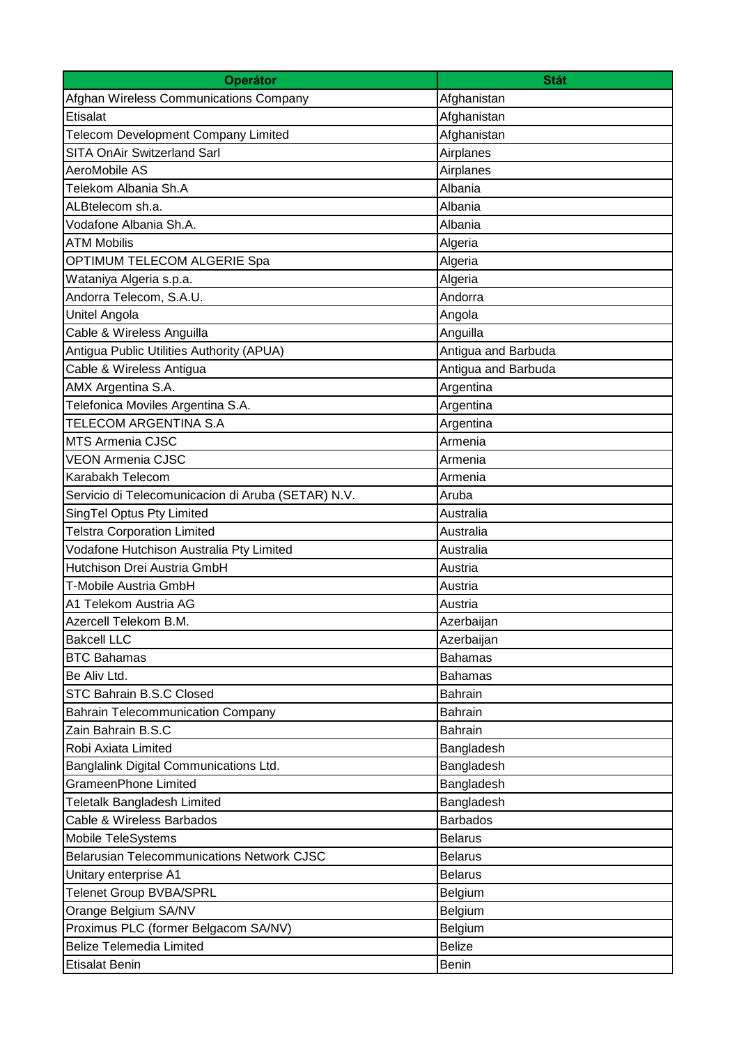| Operátor | Stát |
| --- | --- |
| Afghan Wireless Communications Company | Afghanistan |
| Etisalat | Afghanistan |
| Telecom Development Company Limited | Afghanistan |
| SITA OnAir Switzerland Sarl | Airplanes |
| AeroMobile AS | Airplanes |
| Telekom Albania Sh.A | Albania |
| ALBtelecom sh.a. | Albania |
| Vodafone Albania Sh.A. | Albania |
| ATM Mobilis | Algeria |
| OPTIMUM TELECOM ALGERIE Spa | Algeria |
| Wataniya Algeria s.p.a. | Algeria |
| Andorra Telecom, S.A.U. | Andorra |
| Unitel Angola | Angola |
| Cable & Wireless Anguilla | Anguilla |
| Antigua Public Utilities Authority (APUA) | Antigua and Barbuda |
| Cable & Wireless Antigua | Antigua and Barbuda |
| AMX Argentina S.A. | Argentina |
| Telefonica Moviles Argentina S.A. | Argentina |
| TELECOM ARGENTINA S.A | Argentina |
| MTS Armenia CJSC | Armenia |
| VEON Armenia CJSC | Armenia |
| Karabakh Telecom | Armenia |
| Servicio di Telecomunicacion di Aruba (SETAR) N.V. | Aruba |
| SingTel Optus Pty Limited | Australia |
| Telstra Corporation Limited | Australia |
| Vodafone Hutchison Australia Pty Limited | Australia |
| Hutchison Drei Austria GmbH | Austria |
| T-Mobile Austria GmbH | Austria |
| A1 Telekom Austria AG | Austria |
| Azercell Telekom B.M. | Azerbaijan |
| Bakcell LLC | Azerbaijan |
| BTC Bahamas | Bahamas |
| Be Aliv Ltd. | Bahamas |
| STC Bahrain B.S.C Closed | Bahrain |
| Bahrain Telecommunication Company | Bahrain |
| Zain Bahrain B.S.C | Bahrain |
| Robi Axiata Limited | Bangladesh |
| Banglalink Digital Communications Ltd. | Bangladesh |
| GrameenPhone Limited | Bangladesh |
| Teletalk Bangladesh Limited | Bangladesh |
| Cable & Wireless Barbados | Barbados |
| Mobile TeleSystems | Belarus |
| Belarusian Telecommunications Network CJSC | Belarus |
| Unitary enterprise A1 | Belarus |
| Telenet Group BVBA/SPRL | Belgium |
| Orange Belgium SA/NV | Belgium |
| Proximus PLC (former Belgacom SA/NV) | Belgium |
| Belize Telemedia Limited | Belize |
| Etisalat Benin | Benin |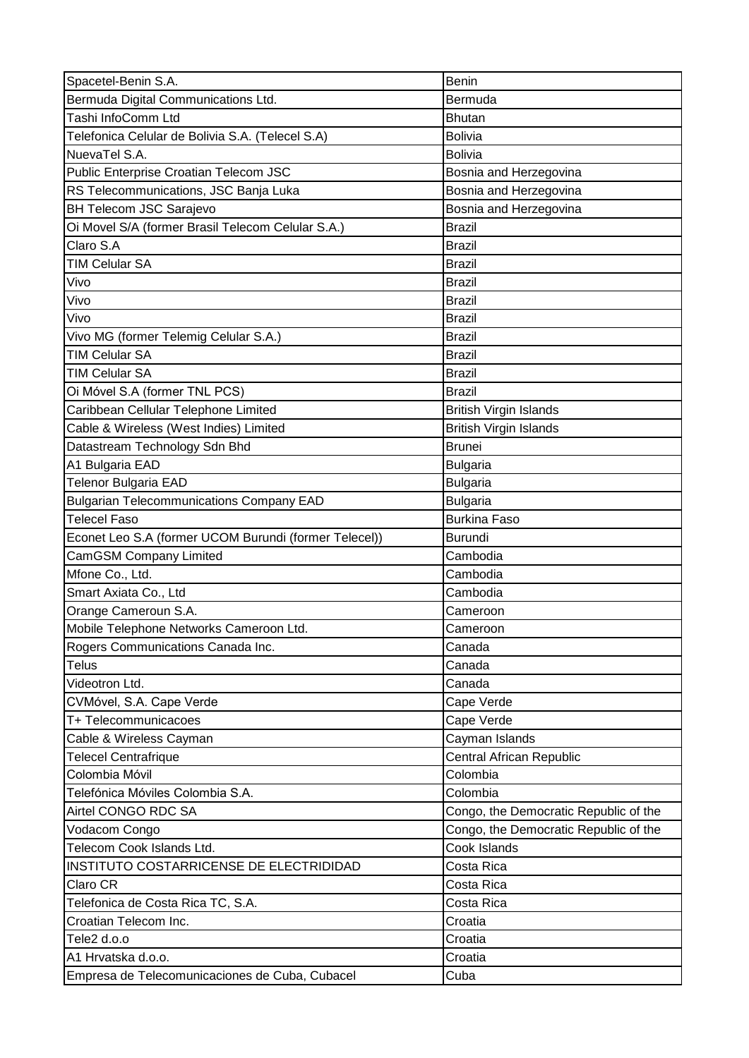| Spacetel-Benin S.A. | Benin |
|---|---|
| Bermuda Digital Communications Ltd. | Bermuda |
| Tashi InfoComm Ltd | Bhutan |
| Telefonica Celular de Bolivia S.A. (Telecel S.A) | Bolivia |
| NuevaTel S.A. | Bolivia |
| Public Enterprise Croatian Telecom JSC | Bosnia and Herzegovina |
| RS Telecommunications, JSC Banja Luka | Bosnia and Herzegovina |
| BH Telecom JSC Sarajevo | Bosnia and Herzegovina |
| Oi Movel S/A (former Brasil Telecom Celular S.A.) | Brazil |
| Claro S.A | Brazil |
| TIM Celular SA | Brazil |
| Vivo | Brazil |
| Vivo | Brazil |
| Vivo | Brazil |
| Vivo MG (former Telemig Celular S.A.) | Brazil |
| TIM Celular SA | Brazil |
| TIM Celular SA | Brazil |
| Oi Móvel S.A (former TNL PCS) | Brazil |
| Caribbean Cellular Telephone Limited | British Virgin Islands |
| Cable & Wireless (West Indies) Limited | British Virgin Islands |
| Datastream Technology Sdn Bhd | Brunei |
| A1 Bulgaria EAD | Bulgaria |
| Telenor Bulgaria EAD | Bulgaria |
| Bulgarian Telecommunications Company EAD | Bulgaria |
| Telecel Faso | Burkina Faso |
| Econet Leo S.A (former UCOM Burundi (former Telecel)) | Burundi |
| CamGSM Company Limited | Cambodia |
| Mfone Co., Ltd. | Cambodia |
| Smart Axiata Co., Ltd | Cambodia |
| Orange Cameroun S.A. | Cameroon |
| Mobile Telephone Networks Cameroon Ltd. | Cameroon |
| Rogers Communications Canada Inc. | Canada |
| Telus | Canada |
| Videotron Ltd. | Canada |
| CVMóvel, S.A. Cape Verde | Cape Verde |
| T+ Telecommunicacoes | Cape Verde |
| Cable & Wireless Cayman | Cayman Islands |
| Telecel Centrafrique | Central African Republic |
| Colombia Móvil | Colombia |
| Telefónica Móviles Colombia S.A. | Colombia |
| Airtel CONGO RDC SA | Congo, the Democratic Republic of the |
| Vodacom Congo | Congo, the Democratic Republic of the |
| Telecom Cook Islands Ltd. | Cook Islands |
| INSTITUTO COSTARRICENSE DE ELECTRIDIDAD | Costa Rica |
| Claro CR | Costa Rica |
| Telefonica de Costa Rica TC, S.A. | Costa Rica |
| Croatian Telecom Inc. | Croatia |
| Tele2 d.o.o | Croatia |
| A1 Hrvatska d.o.o. | Croatia |
| Empresa de Telecomunicaciones de Cuba, Cubacel | Cuba |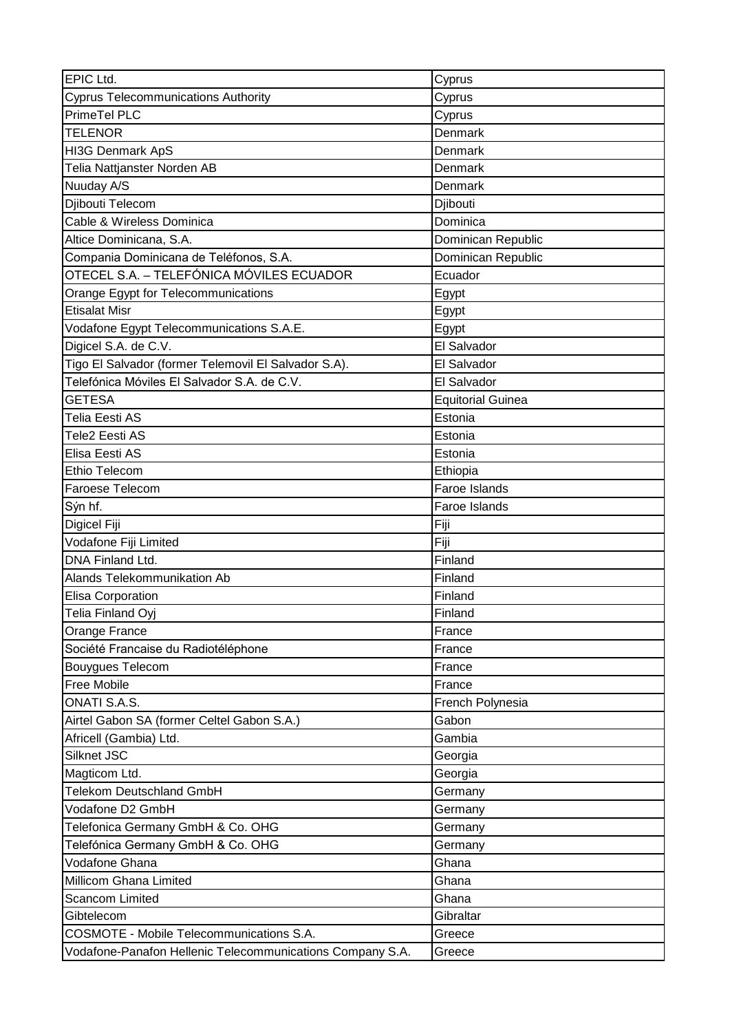| EPIC Ltd. | Cyprus |
|---|---|
| Cyprus Telecommunications Authority | Cyprus |
| PrimeTel PLC | Cyprus |
| TELENOR | Denmark |
| HI3G Denmark ApS | Denmark |
| Telia Nattjanster Norden AB | Denmark |
| Nuuday A/S | Denmark |
| Djibouti Telecom | Djibouti |
| Cable & Wireless Dominica | Dominica |
| Altice Dominicana, S.A. | Dominican Republic |
| Compania Dominicana de Teléfonos, S.A. | Dominican Republic |
| OTECEL S.A. – TELEFÓNICA MÓVILES ECUADOR | Ecuador |
| Orange Egypt for Telecommunications | Egypt |
| Etisalat Misr | Egypt |
| Vodafone Egypt Telecommunications S.A.E. | Egypt |
| Digicel S.A. de C.V. | El Salvador |
| Tigo El Salvador (former Telemovil El Salvador S.A). | El Salvador |
| Telefónica Móviles El Salvador S.A. de C.V. | El Salvador |
| GETESA | Equitorial Guinea |
| Telia Eesti AS | Estonia |
| Tele2 Eesti AS | Estonia |
| Elisa Eesti AS | Estonia |
| Ethio Telecom | Ethiopia |
| Faroese Telecom | Faroe Islands |
| Sýn hf. | Faroe Islands |
| Digicel Fiji | Fiji |
| Vodafone Fiji Limited | Fiji |
| DNA Finland Ltd. | Finland |
| Alands Telekommunikation Ab | Finland |
| Elisa Corporation | Finland |
| Telia Finland Oyj | Finland |
| Orange France | France |
| Société Francaise du Radiotéléphone | France |
| Bouygues Telecom | France |
| Free Mobile | France |
| ONATI S.A.S. | French Polynesia |
| Airtel Gabon SA (former Celtel Gabon S.A.) | Gabon |
| Africell (Gambia) Ltd. | Gambia |
| Silknet JSC | Georgia |
| Magticom Ltd. | Georgia |
| Telekom Deutschland GmbH | Germany |
| Vodafone D2 GmbH | Germany |
| Telefonica Germany GmbH & Co. OHG | Germany |
| Telefónica Germany GmbH & Co. OHG | Germany |
| Vodafone Ghana | Ghana |
| Millicom Ghana Limited | Ghana |
| Scancom Limited | Ghana |
| Gibtelecom | Gibraltar |
| COSMOTE - Mobile Telecommunications S.A. | Greece |
| Vodafone-Panafon Hellenic Telecommunications Company S.A. | Greece |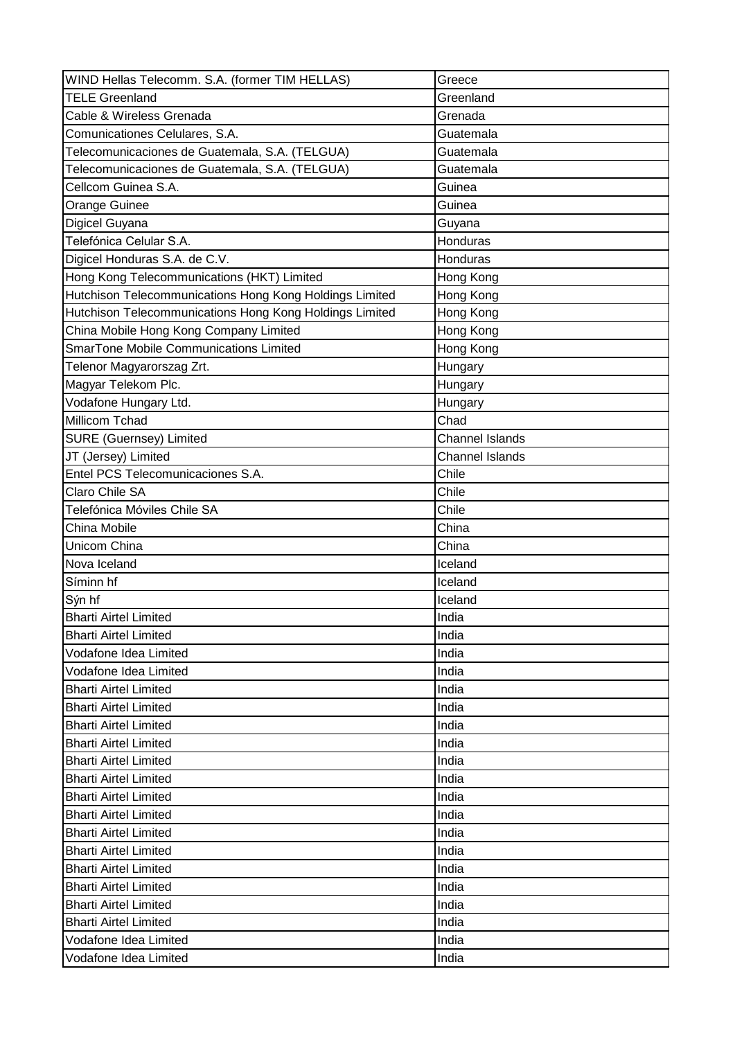| WIND Hellas Telecomm. S.A. (former TIM HELLAS) | Greece |
|---|---|
| TELE Greenland | Greenland |
| Cable & Wireless Grenada | Grenada |
| Comunicationes Celulares, S.A. | Guatemala |
| Telecomunicaciones de Guatemala, S.A. (TELGUA) | Guatemala |
| Telecomunicaciones de Guatemala, S.A. (TELGUA) | Guatemala |
| Cellcom Guinea S.A. | Guinea |
| Orange Guinee | Guinea |
| Digicel Guyana | Guyana |
| Telefónica Celular S.A. | Honduras |
| Digicel Honduras S.A. de C.V. | Honduras |
| Hong Kong Telecommunications (HKT) Limited | Hong Kong |
| Hutchison Telecommunications Hong Kong Holdings Limited | Hong Kong |
| Hutchison Telecommunications Hong Kong Holdings Limited | Hong Kong |
| China Mobile Hong Kong Company Limited | Hong Kong |
| SmarTone Mobile Communications Limited | Hong Kong |
| Telenor Magyarorszag Zrt. | Hungary |
| Magyar Telekom Plc. | Hungary |
| Vodafone Hungary Ltd. | Hungary |
| Millicom Tchad | Chad |
| SURE (Guernsey) Limited | Channel Islands |
| JT (Jersey) Limited | Channel Islands |
| Entel PCS Telecomunicaciones S.A. | Chile |
| Claro Chile SA | Chile |
| Telefónica Móviles Chile SA | Chile |
| China Mobile | China |
| Unicom China | China |
| Nova Iceland | Iceland |
| Síminn hf | Iceland |
| Sýn hf | Iceland |
| Bharti Airtel Limited | India |
| Bharti Airtel Limited | India |
| Vodafone Idea Limited | India |
| Vodafone Idea Limited | India |
| Bharti Airtel Limited | India |
| Bharti Airtel Limited | India |
| Bharti Airtel Limited | India |
| Bharti Airtel Limited | India |
| Bharti Airtel Limited | India |
| Bharti Airtel Limited | India |
| Bharti Airtel Limited | India |
| Bharti Airtel Limited | India |
| Bharti Airtel Limited | India |
| Bharti Airtel Limited | India |
| Bharti Airtel Limited | India |
| Bharti Airtel Limited | India |
| Bharti Airtel Limited | India |
| Bharti Airtel Limited | India |
| Vodafone Idea Limited | India |
| Vodafone Idea Limited | India |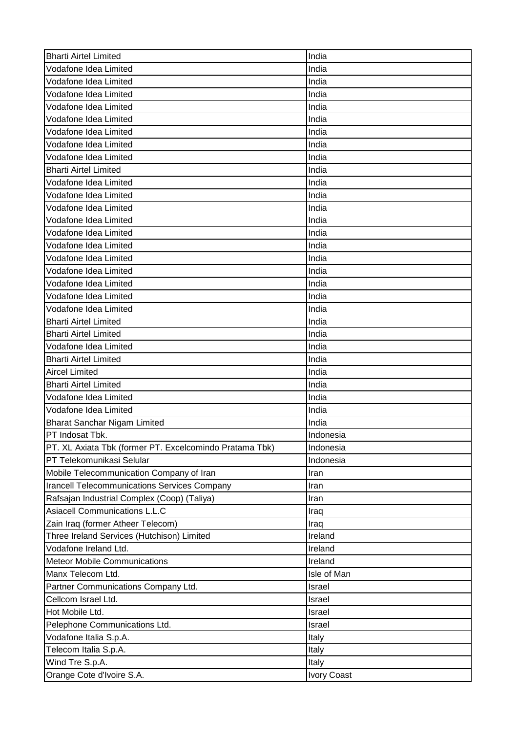| Bharti Airtel Limited | India |
|---|---|
| Vodafone Idea Limited | India |
| Vodafone Idea Limited | India |
| Vodafone Idea Limited | India |
| Vodafone Idea Limited | India |
| Vodafone Idea Limited | India |
| Vodafone Idea Limited | India |
| Vodafone Idea Limited | India |
| Vodafone Idea Limited | India |
| Bharti Airtel Limited | India |
| Vodafone Idea Limited | India |
| Vodafone Idea Limited | India |
| Vodafone Idea Limited | India |
| Vodafone Idea Limited | India |
| Vodafone Idea Limited | India |
| Vodafone Idea Limited | India |
| Vodafone Idea Limited | India |
| Vodafone Idea Limited | India |
| Vodafone Idea Limited | India |
| Vodafone Idea Limited | India |
| Vodafone Idea Limited | India |
| Bharti Airtel Limited | India |
| Bharti Airtel Limited | India |
| Vodafone Idea Limited | India |
| Bharti Airtel Limited | India |
| Aircel Limited | India |
| Bharti Airtel Limited | India |
| Vodafone Idea Limited | India |
| Vodafone Idea Limited | India |
| Bharat Sanchar Nigam Limited | India |
| PT Indosat Tbk. | Indonesia |
| PT. XL Axiata Tbk (former PT. Excelcomindo Pratama Tbk) | Indonesia |
| PT Telekomunikasi Selular | Indonesia |
| Mobile Telecommunication Company of Iran | Iran |
| Irancell Telecommunications Services Company | Iran |
| Rafsajan Industrial Complex (Coop) (Taliya) | Iran |
| Asiacell Communications L.L.C | Iraq |
| Zain Iraq (former Atheer Telecom) | Iraq |
| Three Ireland Services (Hutchison) Limited | Ireland |
| Vodafone Ireland Ltd. | Ireland |
| Meteor Mobile Communications | Ireland |
| Manx Telecom Ltd. | Isle of Man |
| Partner Communications Company Ltd. | Israel |
| Cellcom Israel Ltd. | Israel |
| Hot Mobile Ltd. | Israel |
| Pelephone Communications Ltd. | Israel |
| Vodafone Italia S.p.A. | Italy |
| Telecom Italia S.p.A. | Italy |
| Wind Tre S.p.A. | Italy |
| Orange Cote d'Ivoire S.A. | Ivory Coast |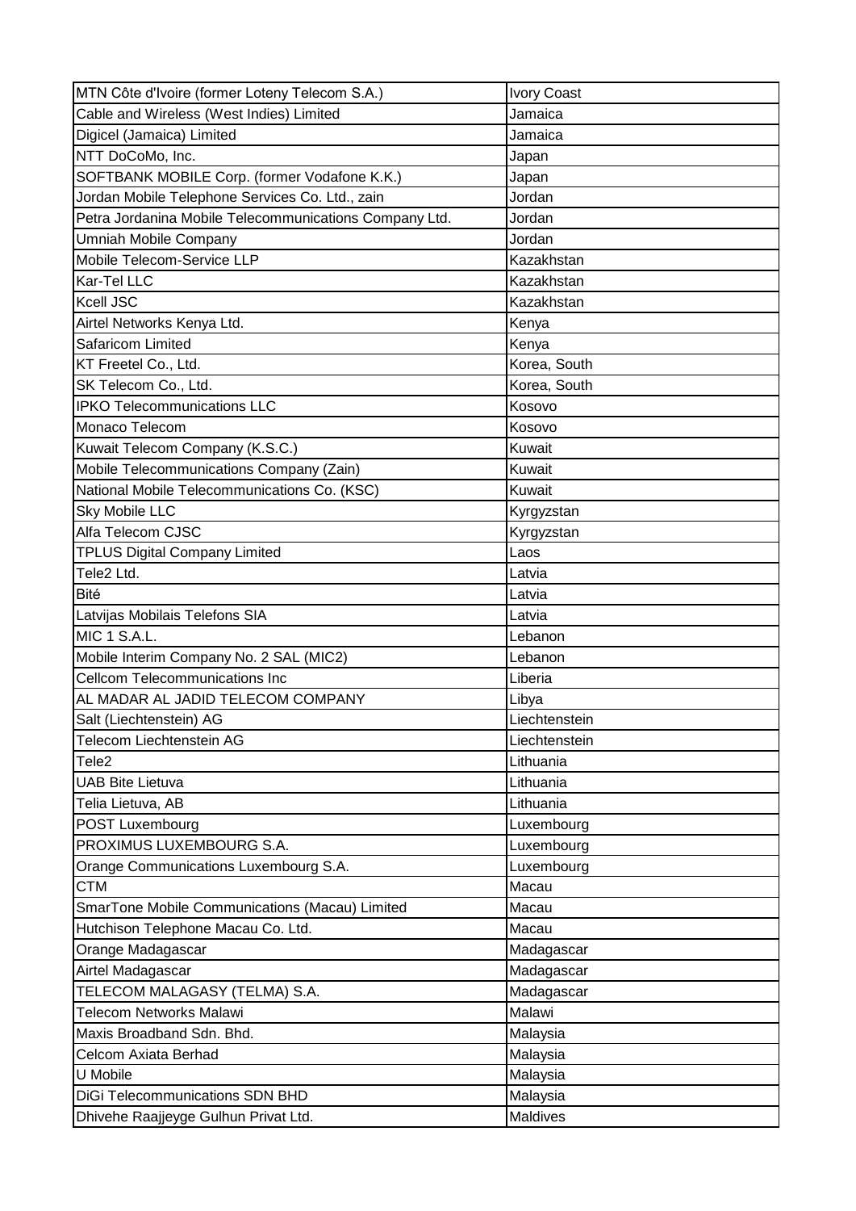| MTN Côte d'Ivoire (former Loteny Telecom S.A.) | Ivory Coast |
|---|---|
| Cable and Wireless (West Indies) Limited | Jamaica |
| Digicel (Jamaica) Limited | Jamaica |
| NTT DoCoMo, Inc. | Japan |
| SOFTBANK MOBILE Corp. (former Vodafone K.K.) | Japan |
| Jordan Mobile Telephone Services Co. Ltd., zain | Jordan |
| Petra Jordanina Mobile Telecommunications Company Ltd. | Jordan |
| Umniah Mobile Company | Jordan |
| Mobile Telecom-Service LLP | Kazakhstan |
| Kar-Tel LLC | Kazakhstan |
| Kcell JSC | Kazakhstan |
| Airtel Networks Kenya Ltd. | Kenya |
| Safaricom Limited | Kenya |
| KT Freetel Co., Ltd. | Korea, South |
| SK Telecom Co., Ltd. | Korea, South |
| IPKO Telecommunications LLC | Kosovo |
| Monaco Telecom | Kosovo |
| Kuwait Telecom Company (K.S.C.) | Kuwait |
| Mobile Telecommunications Company (Zain) | Kuwait |
| National Mobile Telecommunications Co. (KSC) | Kuwait |
| Sky Mobile LLC | Kyrgyzstan |
| Alfa Telecom CJSC | Kyrgyzstan |
| TPLUS Digital Company Limited | Laos |
| Tele2 Ltd. | Latvia |
| Bité | Latvia |
| Latvijas Mobilais Telefons SIA | Latvia |
| MIC 1 S.A.L. | Lebanon |
| Mobile Interim Company No. 2 SAL (MIC2) | Lebanon |
| Cellcom Telecommunications Inc | Liberia |
| AL MADAR AL JADID TELECOM COMPANY | Libya |
| Salt (Liechtenstein) AG | Liechtenstein |
| Telecom Liechtenstein AG | Liechtenstein |
| Tele2 | Lithuania |
| UAB Bite Lietuva | Lithuania |
| Telia Lietuva, AB | Lithuania |
| POST Luxembourg | Luxembourg |
| PROXIMUS LUXEMBOURG S.A. | Luxembourg |
| Orange Communications Luxembourg S.A. | Luxembourg |
| CTM | Macau |
| SmarTone Mobile Communications (Macau) Limited | Macau |
| Hutchison Telephone Macau Co. Ltd. | Macau |
| Orange Madagascar | Madagascar |
| Airtel Madagascar | Madagascar |
| TELECOM MALAGASY (TELMA) S.A. | Madagascar |
| Telecom Networks Malawi | Malawi |
| Maxis Broadband Sdn. Bhd. | Malaysia |
| Celcom Axiata Berhad | Malaysia |
| U Mobile | Malaysia |
| DiGi Telecommunications SDN BHD | Malaysia |
| Dhivehe Raajjeyge Gulhun Privat Ltd. | Maldives |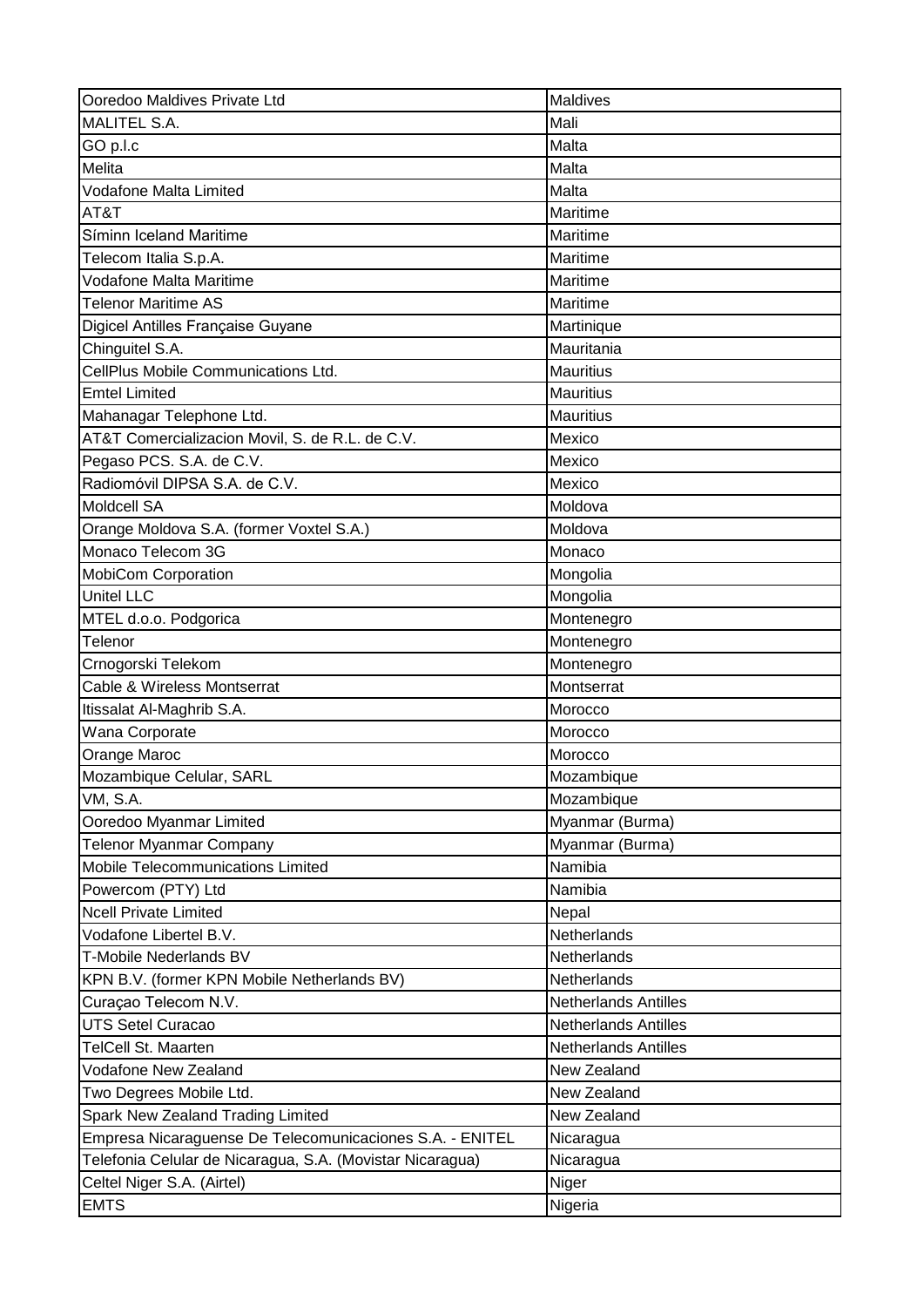| Ooredoo Maldives Private Ltd | Maldives |
|---|---|
| MALITEL S.A. | Mali |
| GO p.l.c | Malta |
| Melita | Malta |
| Vodafone Malta Limited | Malta |
| AT&T | Maritime |
| Síminn Iceland Maritime | Maritime |
| Telecom Italia S.p.A. | Maritime |
| Vodafone Malta Maritime | Maritime |
| Telenor Maritime AS | Maritime |
| Digicel Antilles Française Guyane | Martinique |
| Chinguitel S.A. | Mauritania |
| CellPlus Mobile Communications Ltd. | Mauritius |
| Emtel Limited | Mauritius |
| Mahanagar Telephone Ltd. | Mauritius |
| AT&T Comercializacion Movil, S. de R.L. de C.V. | Mexico |
| Pegaso PCS. S.A. de C.V. | Mexico |
| Radiomóvil DIPSA S.A. de C.V. | Mexico |
| Moldcell SA | Moldova |
| Orange Moldova S.A. (former Voxtel S.A.) | Moldova |
| Monaco Telecom 3G | Monaco |
| MobiCom Corporation | Mongolia |
| Unitel LLC | Mongolia |
| MTEL d.o.o. Podgorica | Montenegro |
| Telenor | Montenegro |
| Crnogorski Telekom | Montenegro |
| Cable & Wireless Montserrat | Montserrat |
| Itissalat Al-Maghrib S.A. | Morocco |
| Wana Corporate | Morocco |
| Orange Maroc | Morocco |
| Mozambique Celular, SARL | Mozambique |
| VM, S.A. | Mozambique |
| Ooredoo Myanmar Limited | Myanmar (Burma) |
| Telenor Myanmar Company | Myanmar (Burma) |
| Mobile Telecommunications Limited | Namibia |
| Powercom (PTY) Ltd | Namibia |
| Ncell Private Limited | Nepal |
| Vodafone Libertel B.V. | Netherlands |
| T-Mobile Nederlands BV | Netherlands |
| KPN B.V. (former KPN Mobile Netherlands BV) | Netherlands |
| Curaçao Telecom N.V. | Netherlands Antilles |
| UTS Setel Curacao | Netherlands Antilles |
| TelCell St. Maarten | Netherlands Antilles |
| Vodafone New Zealand | New Zealand |
| Two Degrees Mobile Ltd. | New Zealand |
| Spark New Zealand Trading Limited | New Zealand |
| Empresa Nicaraguense De Telecomunicaciones S.A. - ENITEL | Nicaragua |
| Telefonia Celular de Nicaragua, S.A. (Movistar Nicaragua) | Nicaragua |
| Celtel Niger S.A. (Airtel) | Niger |
| EMTS | Nigeria |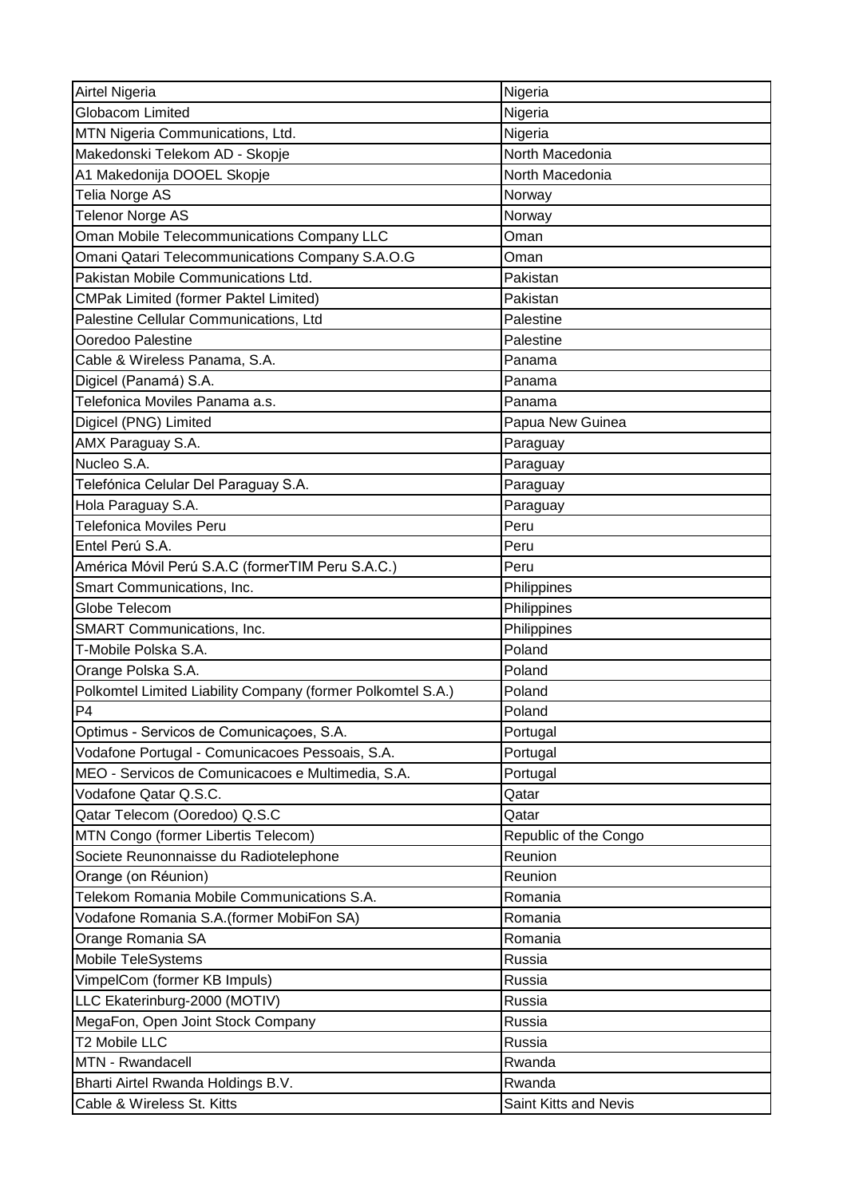| Airtel Nigeria | Nigeria |
|---|---|
| Globacom Limited | Nigeria |
| MTN Nigeria Communications, Ltd. | Nigeria |
| Makedonski Telekom AD - Skopje | North Macedonia |
| A1 Makedonija DOOEL Skopje | North Macedonia |
| Telia Norge AS | Norway |
| Telenor Norge AS | Norway |
| Oman Mobile Telecommunications Company LLC | Oman |
| Omani Qatari Telecommunications Company S.A.O.G | Oman |
| Pakistan Mobile Communications Ltd. | Pakistan |
| CMPak Limited (former Paktel Limited) | Pakistan |
| Palestine Cellular Communications, Ltd | Palestine |
| Ooredoo Palestine | Palestine |
| Cable & Wireless Panama, S.A. | Panama |
| Digicel (Panamá) S.A. | Panama |
| Telefonica Moviles Panama a.s. | Panama |
| Digicel (PNG) Limited | Papua New Guinea |
| AMX Paraguay S.A. | Paraguay |
| Nucleo S.A. | Paraguay |
| Telefónica Celular Del Paraguay S.A. | Paraguay |
| Hola Paraguay S.A. | Paraguay |
| Telefonica Moviles Peru | Peru |
| Entel Perú S.A. | Peru |
| América Móvil Perú S.A.C (formerTIM Peru S.A.C.) | Peru |
| Smart Communications, Inc. | Philippines |
| Globe Telecom | Philippines |
| SMART Communications, Inc. | Philippines |
| T-Mobile Polska S.A. | Poland |
| Orange Polska S.A. | Poland |
| Polkomtel Limited Liability Company (former Polkomtel S.A.) | Poland |
| P4 | Poland |
| Optimus - Servicos de Comunicaçoes, S.A. | Portugal |
| Vodafone Portugal - Comunicacoes Pessoais, S.A. | Portugal |
| MEO - Servicos de Comunicacoes e Multimedia, S.A. | Portugal |
| Vodafone Qatar Q.S.C. | Qatar |
| Qatar Telecom (Ooredoo) Q.S.C | Qatar |
| MTN Congo (former Libertis Telecom) | Republic of the Congo |
| Societe Reunonnaisse du Radiotelephone | Reunion |
| Orange (on Réunion) | Reunion |
| Telekom Romania Mobile Communications S.A. | Romania |
| Vodafone Romania S.A.(former MobiFon SA) | Romania |
| Orange Romania SA | Romania |
| Mobile TeleSystems | Russia |
| VimpelCom (former KB Impuls) | Russia |
| LLC Ekaterinburg-2000 (MOTIV) | Russia |
| MegaFon, Open Joint Stock Company | Russia |
| T2 Mobile LLC | Russia |
| MTN - Rwandacell | Rwanda |
| Bharti Airtel Rwanda Holdings B.V. | Rwanda |
| Cable & Wireless St. Kitts | Saint Kitts and Nevis |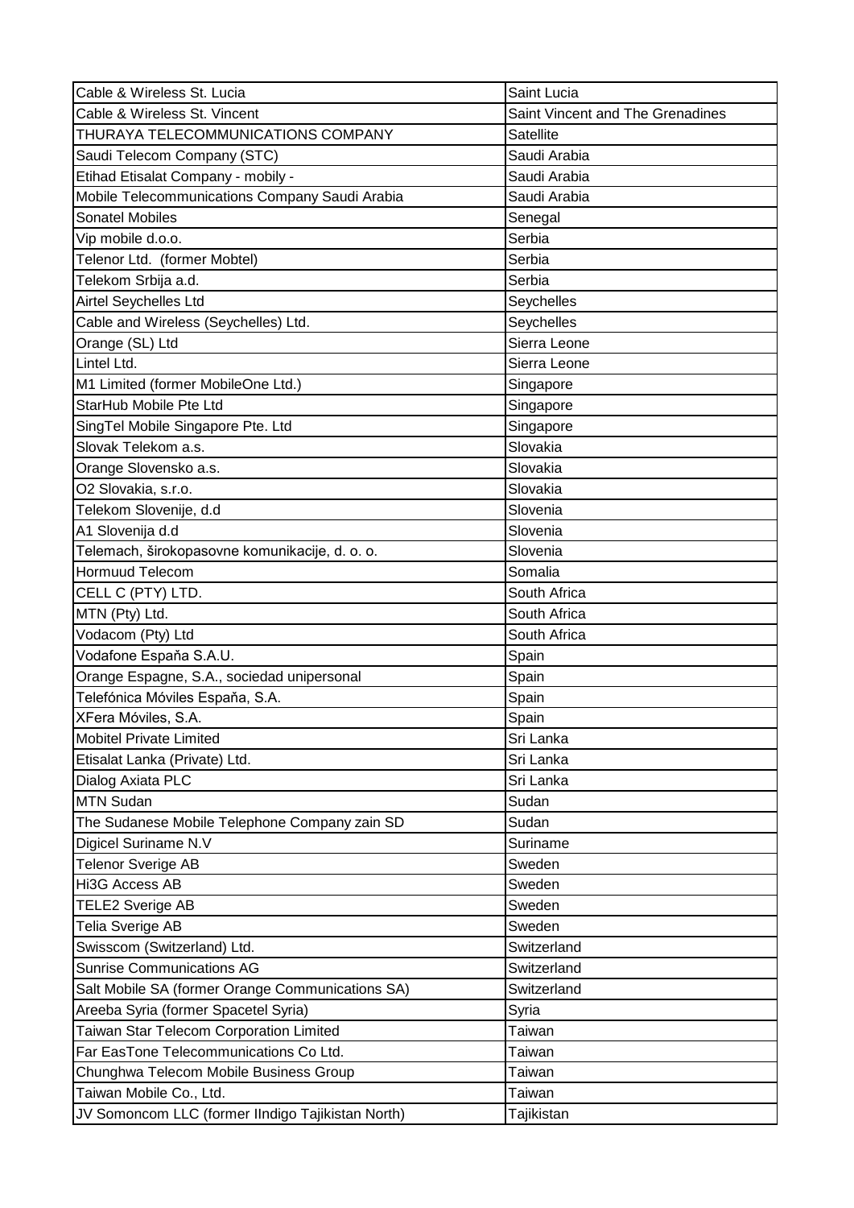| Cable & Wireless St. Lucia | Saint Lucia |
|---|---|
| Cable & Wireless St. Vincent | Saint Vincent and The Grenadines |
| THURAYA TELECOMMUNICATIONS COMPANY | Satellite |
| Saudi Telecom Company (STC) | Saudi Arabia |
| Etihad Etisalat Company - mobily - | Saudi Arabia |
| Mobile Telecommunications Company Saudi Arabia | Saudi Arabia |
| Sonatel Mobiles | Senegal |
| Vip mobile d.o.o. | Serbia |
| Telenor Ltd. (former Mobtel) | Serbia |
| Telekom Srbija a.d. | Serbia |
| Airtel Seychelles Ltd | Seychelles |
| Cable and Wireless (Seychelles) Ltd. | Seychelles |
| Orange (SL) Ltd | Sierra Leone |
| Lintel Ltd. | Sierra Leone |
| M1 Limited (former MobileOne Ltd.) | Singapore |
| StarHub Mobile Pte Ltd | Singapore |
| SingTel Mobile Singapore Pte. Ltd | Singapore |
| Slovak Telekom a.s. | Slovakia |
| Orange Slovensko a.s. | Slovakia |
| O2 Slovakia, s.r.o. | Slovakia |
| Telekom Slovenije, d.d | Slovenia |
| A1 Slovenija d.d | Slovenia |
| Telemach, širokopasovne komunikacije, d. o. o. | Slovenia |
| Hormuud Telecom | Somalia |
| CELL C (PTY) LTD. | South Africa |
| MTN (Pty) Ltd. | South Africa |
| Vodacom (Pty) Ltd | South Africa |
| Vodafone Espaňa S.A.U. | Spain |
| Orange Espagne, S.A., sociedad unipersonal | Spain |
| Telefónica Móviles Espaňa, S.A. | Spain |
| XFera Móviles, S.A. | Spain |
| Mobitel Private Limited | Sri Lanka |
| Etisalat Lanka (Private) Ltd. | Sri Lanka |
| Dialog Axiata PLC | Sri Lanka |
| MTN Sudan | Sudan |
| The Sudanese Mobile Telephone Company zain SD | Sudan |
| Digicel Suriname N.V | Suriname |
| Telenor Sverige AB | Sweden |
| Hi3G Access AB | Sweden |
| TELE2 Sverige AB | Sweden |
| Telia Sverige AB | Sweden |
| Swisscom (Switzerland) Ltd. | Switzerland |
| Sunrise Communications AG | Switzerland |
| Salt Mobile SA (former Orange Communications SA) | Switzerland |
| Areeba Syria (former Spacetel Syria) | Syria |
| Taiwan Star Telecom Corporation Limited | Taiwan |
| Far EasTone Telecommunications Co Ltd. | Taiwan |
| Chunghwa Telecom Mobile Business Group | Taiwan |
| Taiwan Mobile Co., Ltd. | Taiwan |
| JV Somoncom LLC (former IIndigo Tajikistan North) | Tajikistan |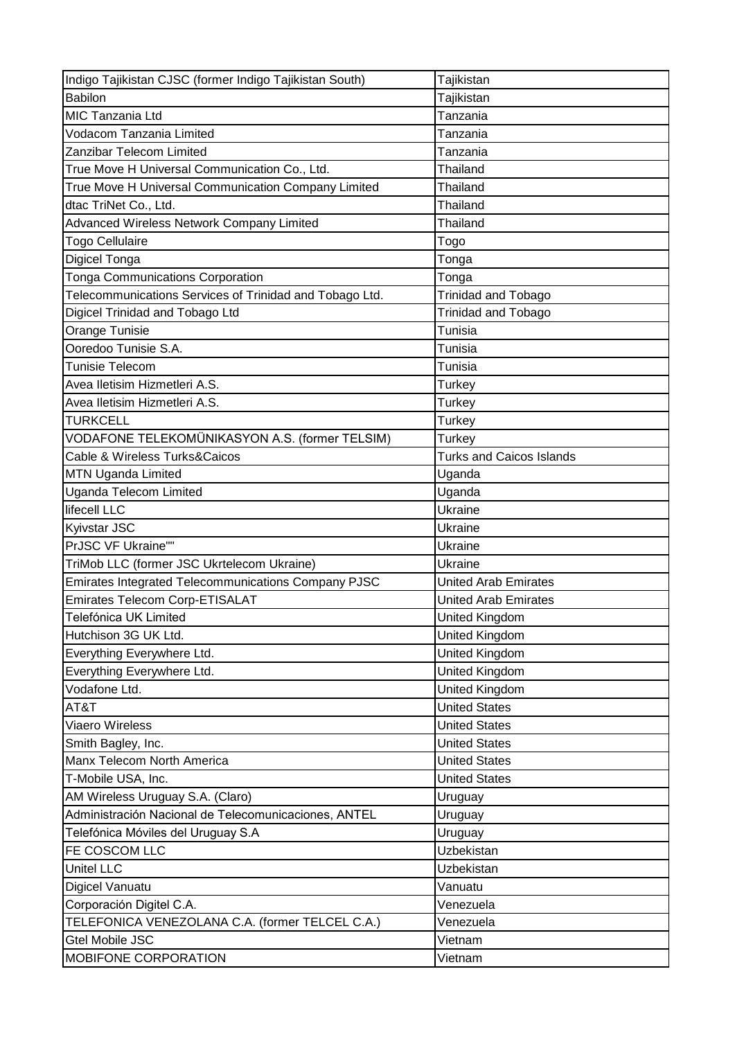| Indigo Tajikistan CJSC (former Indigo Tajikistan South) | Tajikistan |
|---|---|
| Babilon | Tajikistan |
| MIC Tanzania Ltd | Tanzania |
| Vodacom Tanzania Limited | Tanzania |
| Zanzibar Telecom Limited | Tanzania |
| True Move H Universal Communication Co., Ltd. | Thailand |
| True Move H Universal Communication Company Limited | Thailand |
| dtac TriNet Co., Ltd. | Thailand |
| Advanced Wireless Network Company Limited | Thailand |
| Togo Cellulaire | Togo |
| Digicel Tonga | Tonga |
| Tonga Communications Corporation | Tonga |
| Telecommunications Services of Trinidad and Tobago Ltd. | Trinidad and Tobago |
| Digicel Trinidad and Tobago Ltd | Trinidad and Tobago |
| Orange Tunisie | Tunisia |
| Ooredoo Tunisie S.A. | Tunisia |
| Tunisie Telecom | Tunisia |
| Avea Iletisim Hizmetleri A.S. | Turkey |
| Avea Iletisim Hizmetleri A.S. | Turkey |
| TURKCELL | Turkey |
| VODAFONE TELEKOMÜNIKASYON A.S. (former TELSIM) | Turkey |
| Cable & Wireless Turks&Caicos | Turks and Caicos Islands |
| MTN Uganda Limited | Uganda |
| Uganda Telecom Limited | Uganda |
| lifecell LLC | Ukraine |
| Kyivstar JSC | Ukraine |
| PrJSC VF Ukraine"" | Ukraine |
| TriMob LLC (former JSC Ukrtelecom Ukraine) | Ukraine |
| Emirates Integrated Telecommunications Company PJSC | United Arab Emirates |
| Emirates Telecom Corp-ETISALAT | United Arab Emirates |
| Telefónica UK Limited | United Kingdom |
| Hutchison 3G UK Ltd. | United Kingdom |
| Everything Everywhere Ltd. | United Kingdom |
| Everything Everywhere Ltd. | United Kingdom |
| Vodafone Ltd. | United Kingdom |
| AT&T | United States |
| Viaero Wireless | United States |
| Smith Bagley, Inc. | United States |
| Manx Telecom North America | United States |
| T-Mobile USA, Inc. | United States |
| AM Wireless Uruguay S.A. (Claro) | Uruguay |
| Administración Nacional de Telecomunicaciones, ANTEL | Uruguay |
| Telefónica Móviles del Uruguay S.A | Uruguay |
| FE COSCOM LLC | Uzbekistan |
| Unitel LLC | Uzbekistan |
| Digicel Vanuatu | Vanuatu |
| Corporación Digitel C.A. | Venezuela |
| TELEFONICA VENEZOLANA C.A. (former TELCEL C.A.) | Venezuela |
| Gtel Mobile JSC | Vietnam |
| MOBIFONE CORPORATION | Vietnam |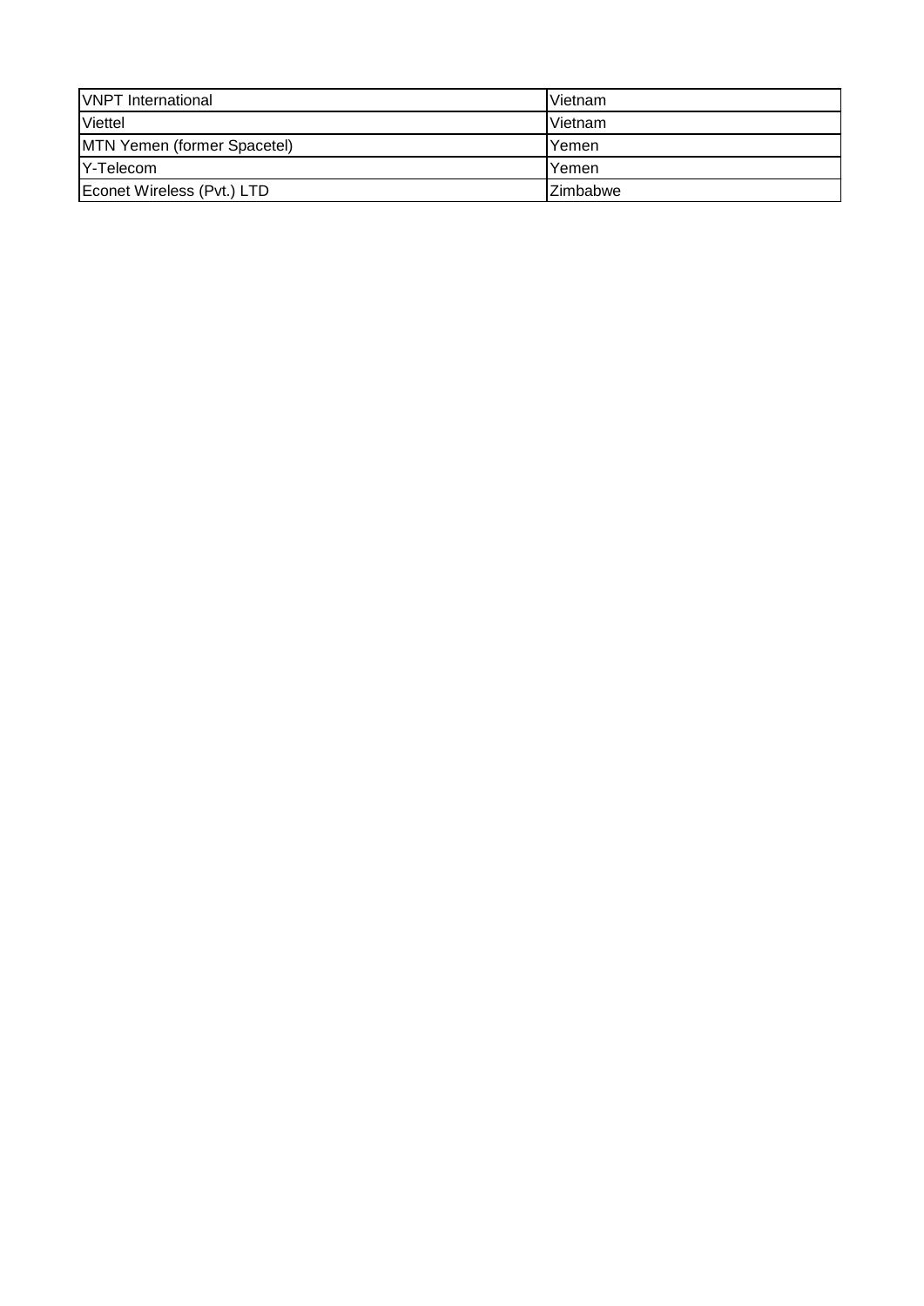| | |
|---|---|
| VNPT International | Vietnam |
| Viettel | Vietnam |
| MTN Yemen (former Spacetel) | Yemen |
| Y-Telecom | Yemen |
| Econet Wireless (Pvt.) LTD | Zimbabwe |